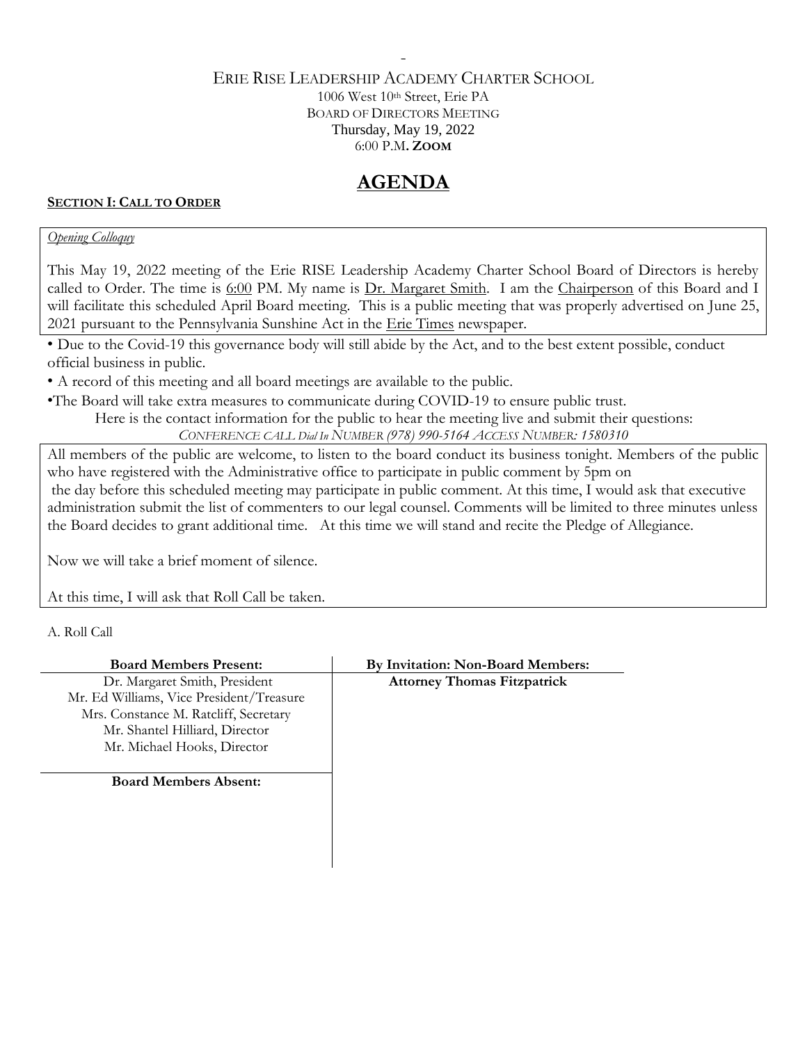-

ERIE RISE LEADERSHIP ACADEMY CHARTER SCHOOL

1006 West 10th Street, Erie PA

BOARD OF DIRECTORS MEETING

Thursday, May 19, 2022

6:00 P.M. **ZOOM**

# AGENDA

**SECTION I: CALL TO ORDER**

*Opening Colloquy*

This May 19, 2022 meeting of the Erie RISE Leadership Academy Charter School Board of Directors is hereby called to Order. The time is 6:00 PM. My name is Dr. Margaret Smith. I am the Chairperson of this Board and I will facilitate this scheduled April Board meeting. This is a public meeting that was properly advertised on June 25, 2021 pursuant to the Pennsylvania Sunshine Act in the Erie Times newspaper.

- Due to the Covid-19 this governance body will still abide by the Act, and to the best extent possible, conduct official business in public.
- A record of this meeting and all board meetings are available to the public.
- The Board will take extra measures to communicate during COVID-19 to ensure public trust.

Here is the contact information for the public to hear the meeting live and submit their questions:

*CONFERENCE CALL Dial In NUMBER (978) 990-5164 ACCESS NUMBER: 1580310*

All members of the public are welcome, to listen to the board conduct its business tonight. Members of the public who have registered with the Administrative office to participate in public comment by 5pm on the day before this scheduled meeting may participate in public comment. At this time, I would ask that executive administration submit the list of commenters to our legal counsel. Comments will be limited to three minutes unless the Board decides to grant additional time. At this time we will stand and recite the Pledge of Allegiance.

Now we will take a brief moment of silence.

At this time, I will ask that Roll Call be taken.

A. Roll Call

| Board Members Present: | By Invitation: Non-Board Members: |
|---|---|
| Dr. Margaret Smith, President | **Attorney Thomas Fitzpatrick** |
| Mr. Ed Williams, Vice President/Treasure | |
| Mrs. Constance M. Ratcliff, Secretary | |
| Mr. Shantel Hilliard, Director | |
| Mr. Michael Hooks, Director | |
| **Board Members Absent:** | |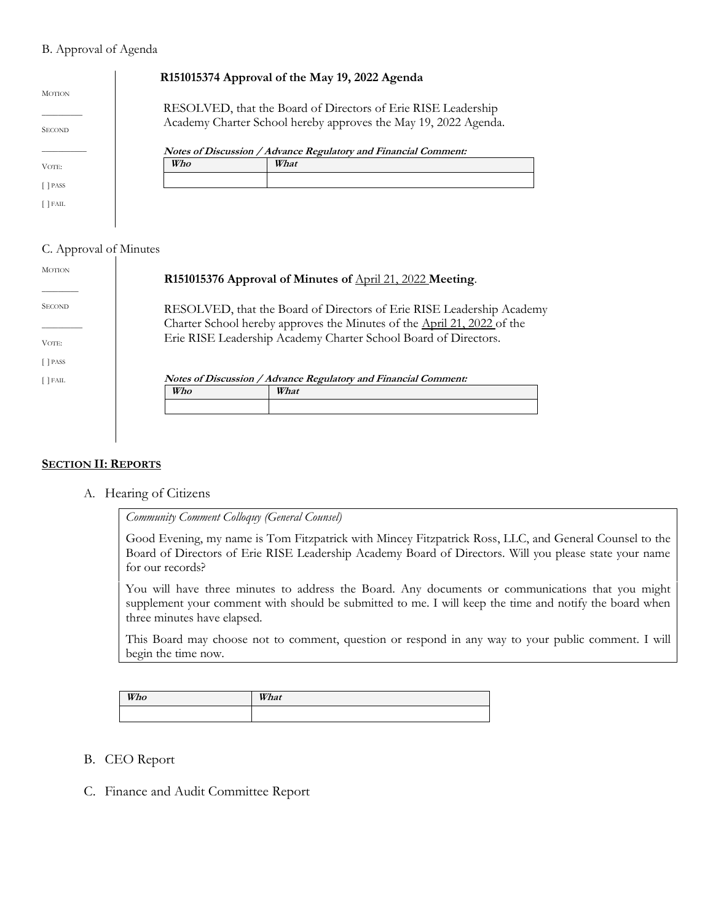B. Approval of Agenda

MOTION

________

SECOND

________

VOTE:

[ ] PASS

[ ] FAIL

**R151015374 Approval of the May 19, 2022 Agenda**

RESOLVED, that the Board of Directors of Erie RISE Leadership Academy Charter School hereby approves the May 19, 2022 Agenda.

***Notes of Discussion / Advance Regulatory and Financial Comment:***

| *Who* | *What* |
|---|---|
| | |

C. Approval of Minutes

MOTION

________

SECOND

________

VOTE:

[ ] PASS

[ ] FAIL

**R151015376 Approval of Minutes of** April 21, 2022 **Meeting**.

RESOLVED, that the Board of Directors of Erie RISE Leadership Academy Charter School hereby approves the Minutes of the April 21, 2022 of the Erie RISE Leadership Academy Charter School Board of Directors.

***Notes of Discussion / Advance Regulatory and Financial Comment:***

| *Who* | *What* |
|---|---|
| | |

## SECTION II: REPORTS

A. Hearing of Citizens

*Community Comment Colloquy (General Counsel)*

Good Evening, my name is Tom Fitzpatrick with Mincey Fitzpatrick Ross, LLC, and General Counsel to the Board of Directors of Erie RISE Leadership Academy Board of Directors. Will you please state your name for our records?

You will have three minutes to address the Board. Any documents or communications that you might supplement your comment with should be submitted to me. I will keep the time and notify the board when three minutes have elapsed.

This Board may choose not to comment, question or respond in any way to your public comment. I will begin the time now.

| *Who* | *What* |
|---|---|
| | |

B. CEO Report

C. Finance and Audit Committee Report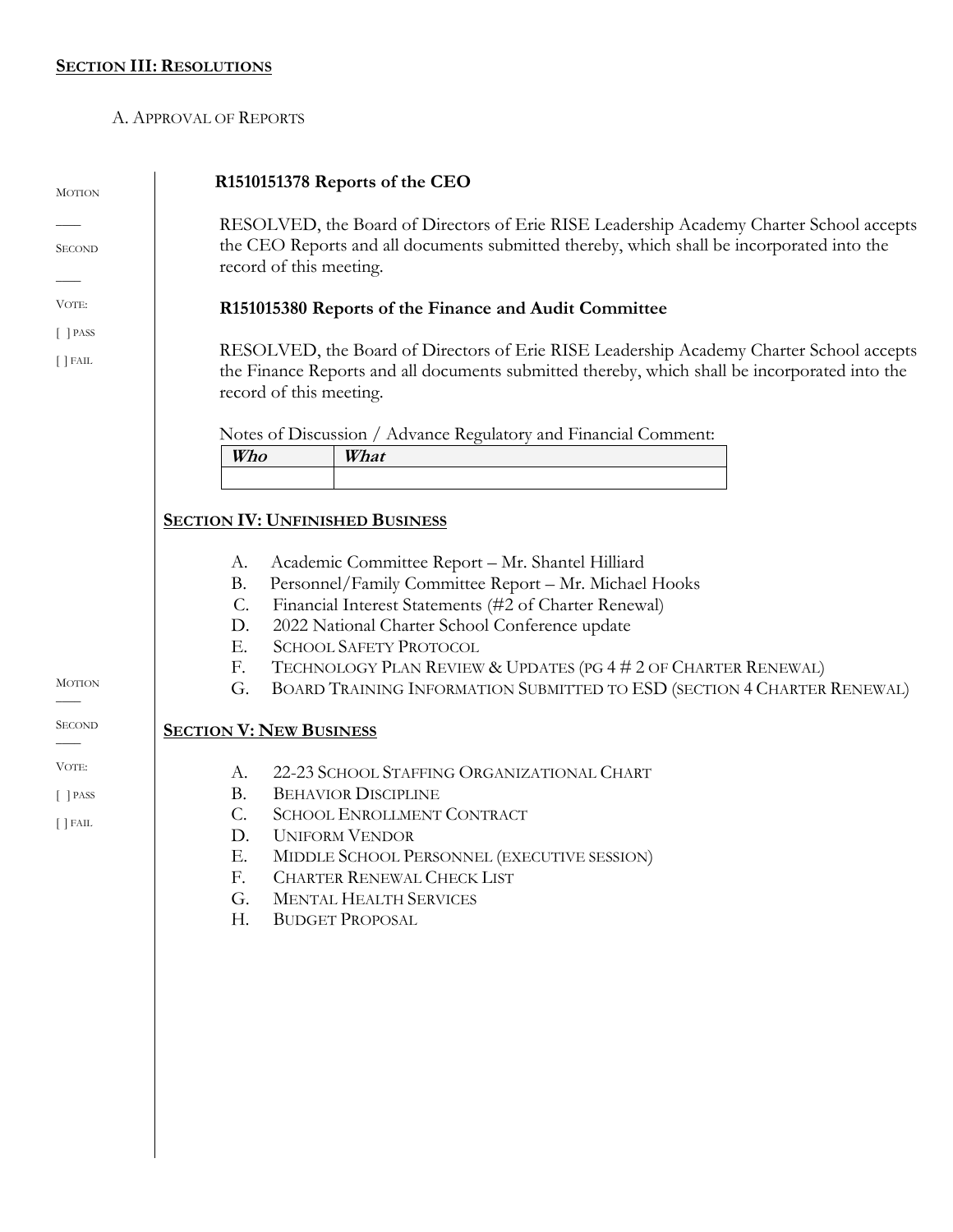## **SECTION III: RESOLUTIONS**

A. APPROVAL OF REPORTS

MOTION

___

SECOND

___

VOTE:

[ ] PASS

[ ] FAIL

**R1510151378 Reports of the CEO**

RESOLVED, the Board of Directors of Erie RISE Leadership Academy Charter School accepts the CEO Reports and all documents submitted thereby, which shall be incorporated into the record of this meeting.

**R151015380 Reports of the Finance and Audit Committee**

RESOLVED, the Board of Directors of Erie RISE Leadership Academy Charter School accepts the Finance Reports and all documents submitted thereby, which shall be incorporated into the record of this meeting.

Notes of Discussion / Advance Regulatory and Financial Comment:

| *Who* | *What* |
|---|---|
| | |

## **SECTION IV: UNFINISHED BUSINESS**

A. Academic Committee Report – Mr. Shantel Hilliard
B. Personnel/Family Committee Report – Mr. Michael Hooks
C. Financial Interest Statements (#2 of Charter Renewal)
D. 2022 National Charter School Conference update
E. SCHOOL SAFETY PROTOCOL
F. TECHNOLOGY PLAN REVIEW & UPDATES (PG 4 # 2 OF CHARTER RENEWAL)
G. BOARD TRAINING INFORMATION SUBMITTED TO ESD (SECTION 4 CHARTER RENEWAL)

MOTION

___

SECOND

___

VOTE:

[ ] PASS

[ ] FAIL

## **SECTION V: NEW BUSINESS**

A. 22-23 SCHOOL STAFFING ORGANIZATIONAL CHART
B. BEHAVIOR DISCIPLINE
C. SCHOOL ENROLLMENT CONTRACT
D. UNIFORM VENDOR
E. MIDDLE SCHOOL PERSONNEL (EXECUTIVE SESSION)
F. CHARTER RENEWAL CHECK LIST
G. MENTAL HEALTH SERVICES
H. BUDGET PROPOSAL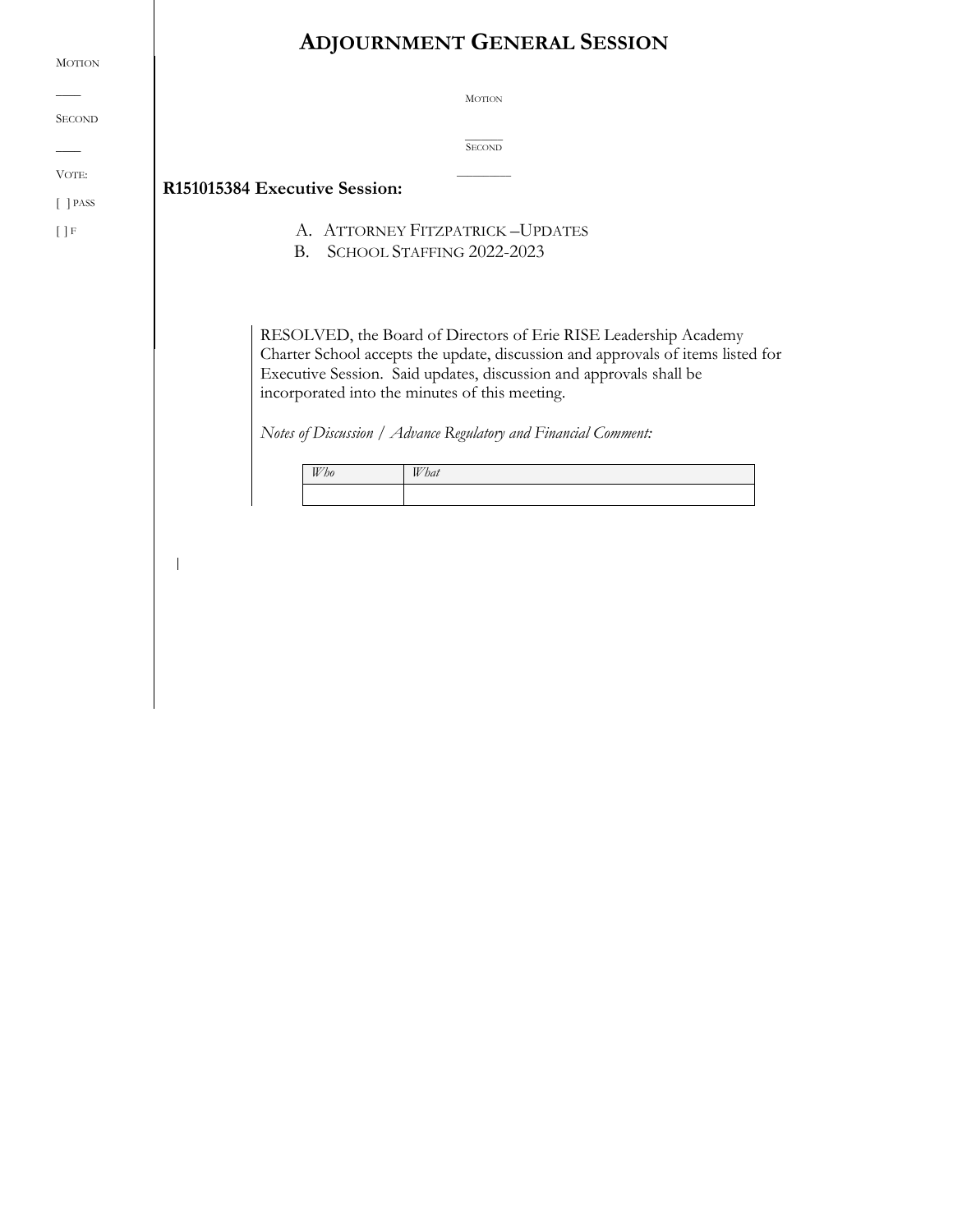# ADJOURNMENT GENERAL SESSION

MOTION

____

SECOND

____

VOTE:

[ ] PASS

[ ] F

MOTION

______

SECOND

________

**R151015384 Executive Session:**

A. ATTORNEY FITZPATRICK –UPDATES
B. SCHOOL STAFFING 2022-2023

RESOLVED, the Board of Directors of Erie RISE Leadership Academy Charter School accepts the update, discussion and approvals of items listed for Executive Session. Said updates, discussion and approvals shall be incorporated into the minutes of this meeting.

*Notes of Discussion / Advance Regulatory and Financial Comment:*

| *Who* | *What* |
| --- | --- |
| | |